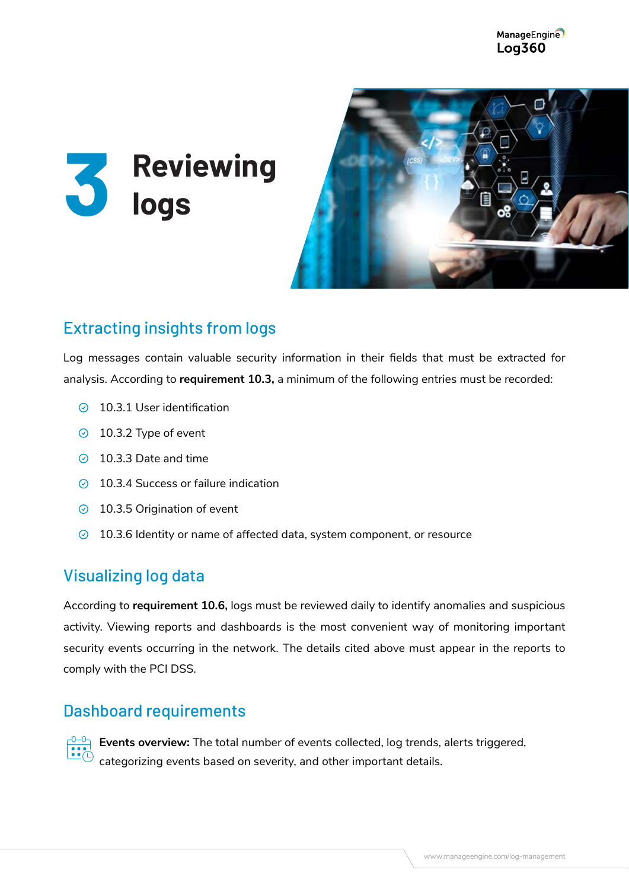# 3 Reviewing logs

## Extracting insights from logs

Log messages contain valuable security information in their fields that must be extracted for analysis. According to **requirement 10.3,** a minimum of the following entries must be recorded:

- 10.3.1 User identification
- 10.3.2 Type of event
- 10.3.3 Date and time
- 10.3.4 Success or failure indication
- 10.3.5 Origination of event
- 10.3.6 Identity or name of affected data, system component, or resource

## Visualizing log data

According to **requirement 10.6,** logs must be reviewed daily to identify anomalies and suspicious activity. Viewing reports and dashboards is the most convenient way of monitoring important security events occurring in the network. The details cited above must appear in the reports to comply with the PCI DSS.

## Dashboard requirements

**Events overview:** The total number of events collected, log trends, alerts triggered, categorizing events based on severity, and other important details.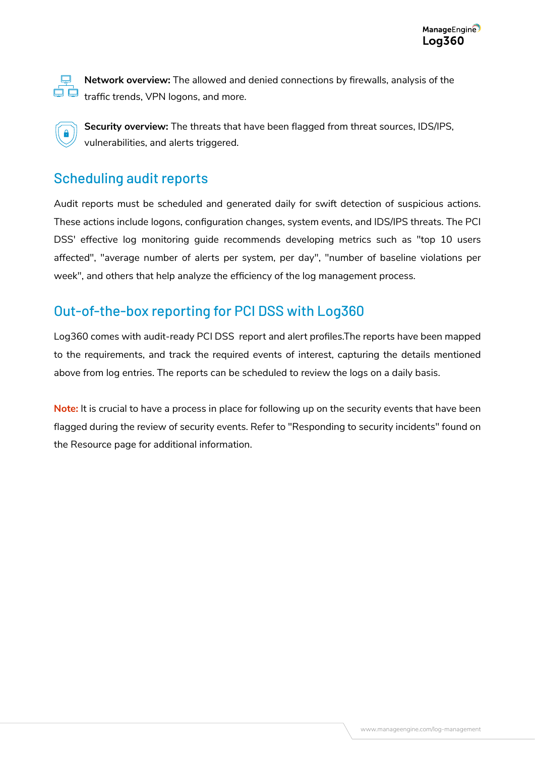**Network overview:** The allowed and denied connections by firewalls, analysis of the traffic trends, VPN logons, and more.

**Security overview:** The threats that have been flagged from threat sources, IDS/IPS, vulnerabilities, and alerts triggered.

## Scheduling audit reports

Audit reports must be scheduled and generated daily for swift detection of suspicious actions. These actions include logons, configuration changes, system events, and IDS/IPS threats. The PCI DSS' effective log monitoring guide recommends developing metrics such as "top 10 users affected", "average number of alerts per system, per day", "number of baseline violations per week", and others that help analyze the efficiency of the log management process.

## Out-of-the-box reporting for PCI DSS with Log360

Log360 comes with audit-ready PCI DSS report and alert profiles.The reports have been mapped to the requirements, and track the required events of interest, capturing the details mentioned above from log entries. The reports can be scheduled to review the logs on a daily basis.

**Note:** It is crucial to have a process in place for following up on the security events that have been flagged during the review of security events. Refer to "Responding to security incidents" found on the Resource page for additional information.